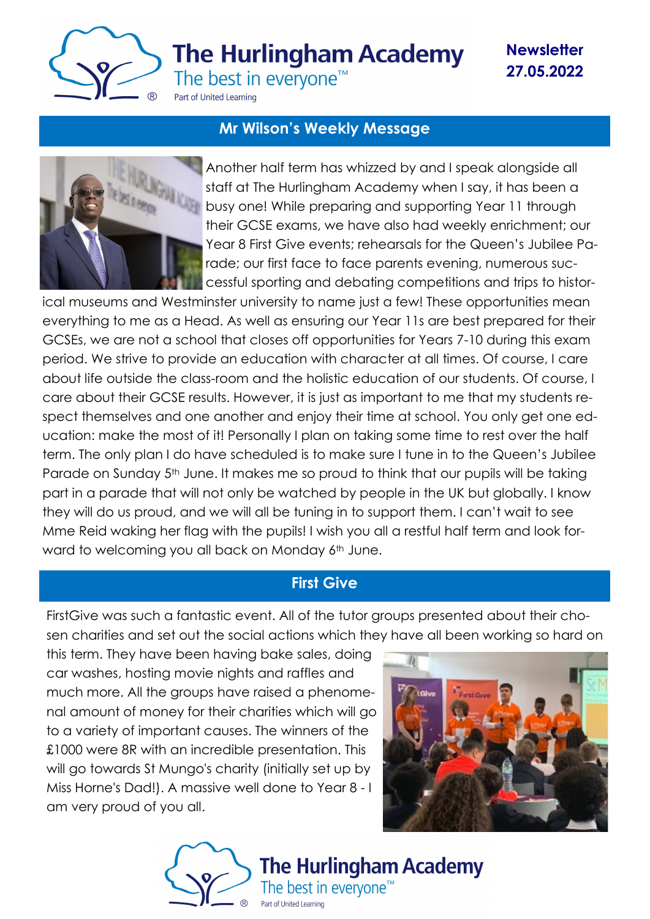# The Hurlingham Academy

The best in everyone™

Part of United Learning

**Newsletter 27.05.2022**

## Mr Wilson's Weekly Message

Another half term has whizzed by and I speak alongside all staff at The Hurlingham Academy when I say, it has been a busy one! While preparing and supporting Year 11 through their GCSE exams, we have also had weekly enrichment; our Year 8 First Give events; rehearsals for the Queen's Jubilee Parade; our first face to face parents evening, numerous successful sporting and debating competitions and trips to historical museums and Westminster university to name just a few! These opportunities mean everything to me as a Head. As well as ensuring our Year 11s are best prepared for their GCSEs, we are not a school that closes off opportunities for Years 7-10 during this exam period. We strive to provide an education with character at all times. Of course, I care about life outside the class-room and the holistic education of our students. Of course, I care about their GCSE results. However, it is just as important to me that my students respect themselves and one another and enjoy their time at school. You only get one education: make the most of it! Personally I plan on taking some time to rest over the half term. The only plan I do have scheduled is to make sure I tune in to the Queen's Jubilee Parade on Sunday 5th June. It makes me so proud to think that our pupils will be taking part in a parade that will not only be watched by people in the UK but globally. I know they will do us proud, and we will all be tuning in to support them. I can't wait to see Mme Reid waking her flag with the pupils! I wish you all a restful half term and look forward to welcoming you all back on Monday 6th June.

## First Give

FirstGive was such a fantastic event. All of the tutor groups presented about their chosen charities and set out the social actions which they have all been working so hard on this term. They have been having bake sales, doing car washes, hosting movie nights and raffles and much more. All the groups have raised a phenomenal amount of money for their charities which will go to a variety of important causes. The winners of the £1000 were 8R with an incredible presentation. This will go towards St Mungo's charity (initially set up by Miss Horne's Dad!). A massive well done to Year 8 - I am very proud of you all.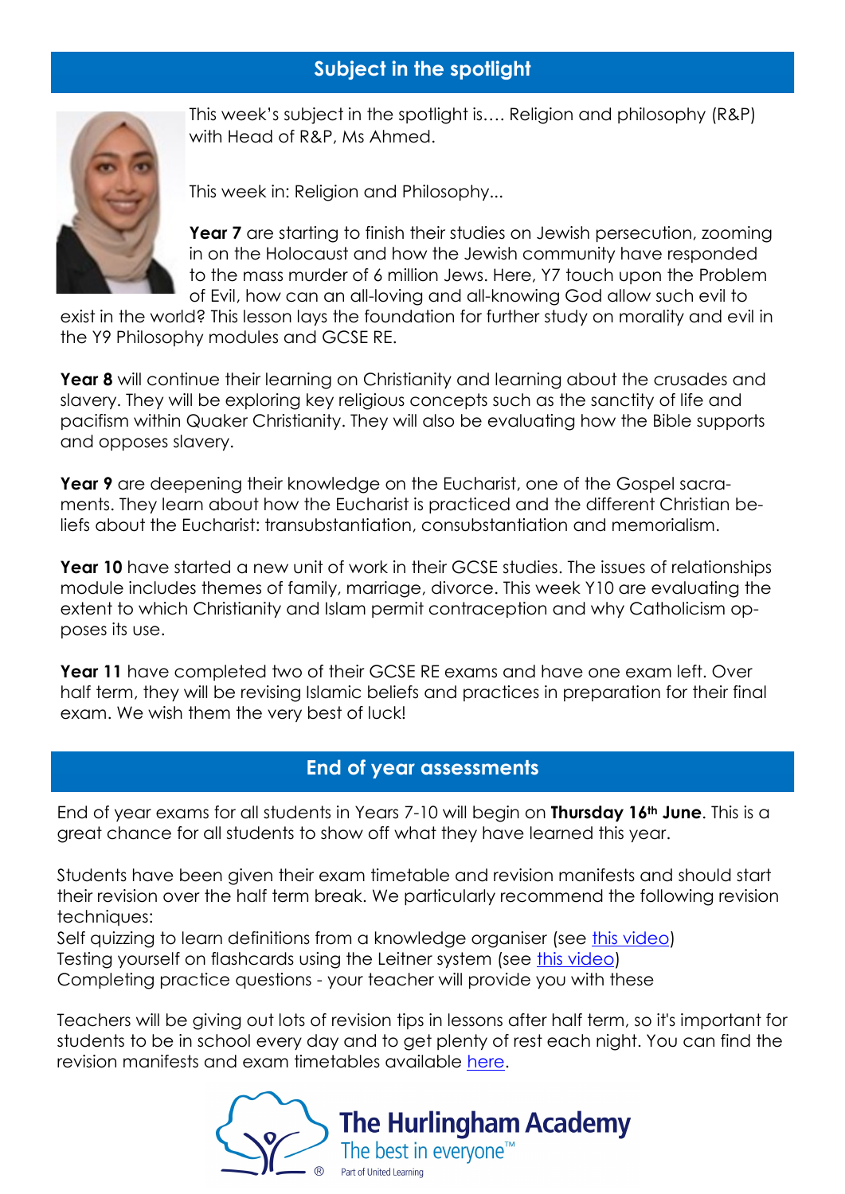## Subject in the spotlight

This week's subject in the spotlight is…. Religion and philosophy (R&P) with Head of R&P, Ms Ahmed.

This week in: Religion and Philosophy...

**Year 7** are starting to finish their studies on Jewish persecution, zooming in on the Holocaust and how the Jewish community have responded to the mass murder of 6 million Jews. Here, Y7 touch upon the Problem of Evil, how can an all-loving and all-knowing God allow such evil to exist in the world? This lesson lays the foundation for further study on morality and evil in the Y9 Philosophy modules and GCSE RE.

**Year 8** will continue their learning on Christianity and learning about the crusades and slavery. They will be exploring key religious concepts such as the sanctity of life and pacifism within Quaker Christianity. They will also be evaluating how the Bible supports and opposes slavery.

**Year 9** are deepening their knowledge on the Eucharist, one of the Gospel sacraments. They learn about how the Eucharist is practiced and the different Christian beliefs about the Eucharist: transubstantiation, consubstantiation and memorialism.

**Year 10** have started a new unit of work in their GCSE studies. The issues of relationships module includes themes of family, marriage, divorce. This week Y10 are evaluating the extent to which Christianity and Islam permit contraception and why Catholicism opposes its use.

**Year 11** have completed two of their GCSE RE exams and have one exam left. Over half term, they will be revising Islamic beliefs and practices in preparation for their final exam. We wish them the very best of luck!

## End of year assessments

End of year exams for all students in Years 7-10 will begin on **Thursday 16th June**. This is a great chance for all students to show off what they have learned this year.

Students have been given their exam timetable and revision manifests and should start their revision over the half term break. We particularly recommend the following revision techniques:

Self quizzing to learn definitions from a knowledge organiser (see this video)
Testing yourself on flashcards using the Leitner system (see this video)
Completing practice questions - your teacher will provide you with these

Teachers will be giving out lots of revision tips in lessons after half term, so it's important for students to be in school every day and to get plenty of rest each night. You can find the revision manifests and exam timetables available here.

The Hurlingham Academy
The best in everyone™
Part of United Learning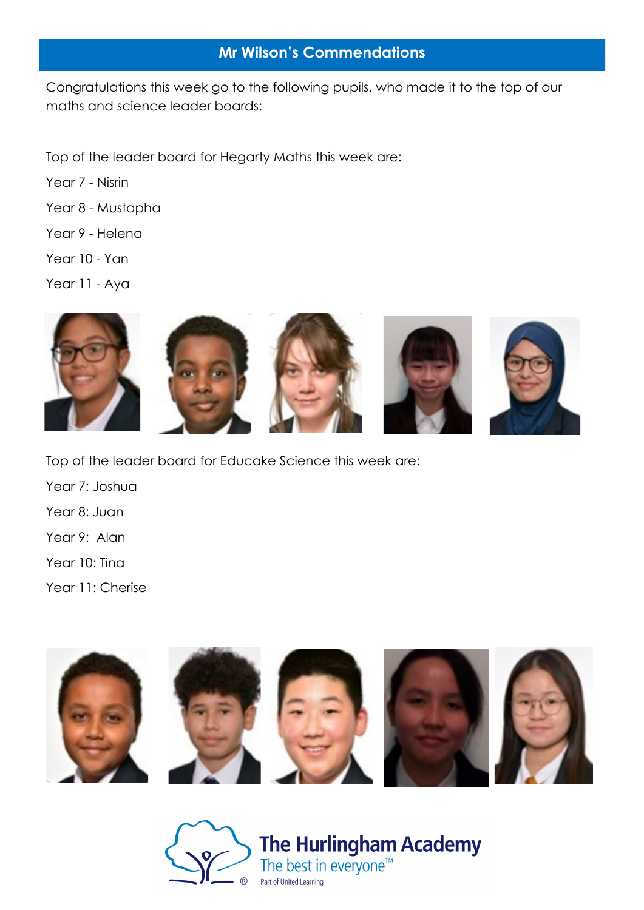## Mr Wilson's Commendations

Congratulations this week go to the following pupils, who made it to the top of our maths and science leader boards:

Top of the leader board for Hegarty Maths this week are:

Year 7 - Nisrin

Year 8 - Mustapha

Year 9 - Helena

Year 10 - Yan

Year 11 - Aya

Top of the leader board for Educake Science this week are:

Year 7: Joshua

Year 8: Juan

Year 9: Alan

Year 10: Tina

Year 11: Cherise

The Hurlingham Academy

The best in everyone™

Part of United Learning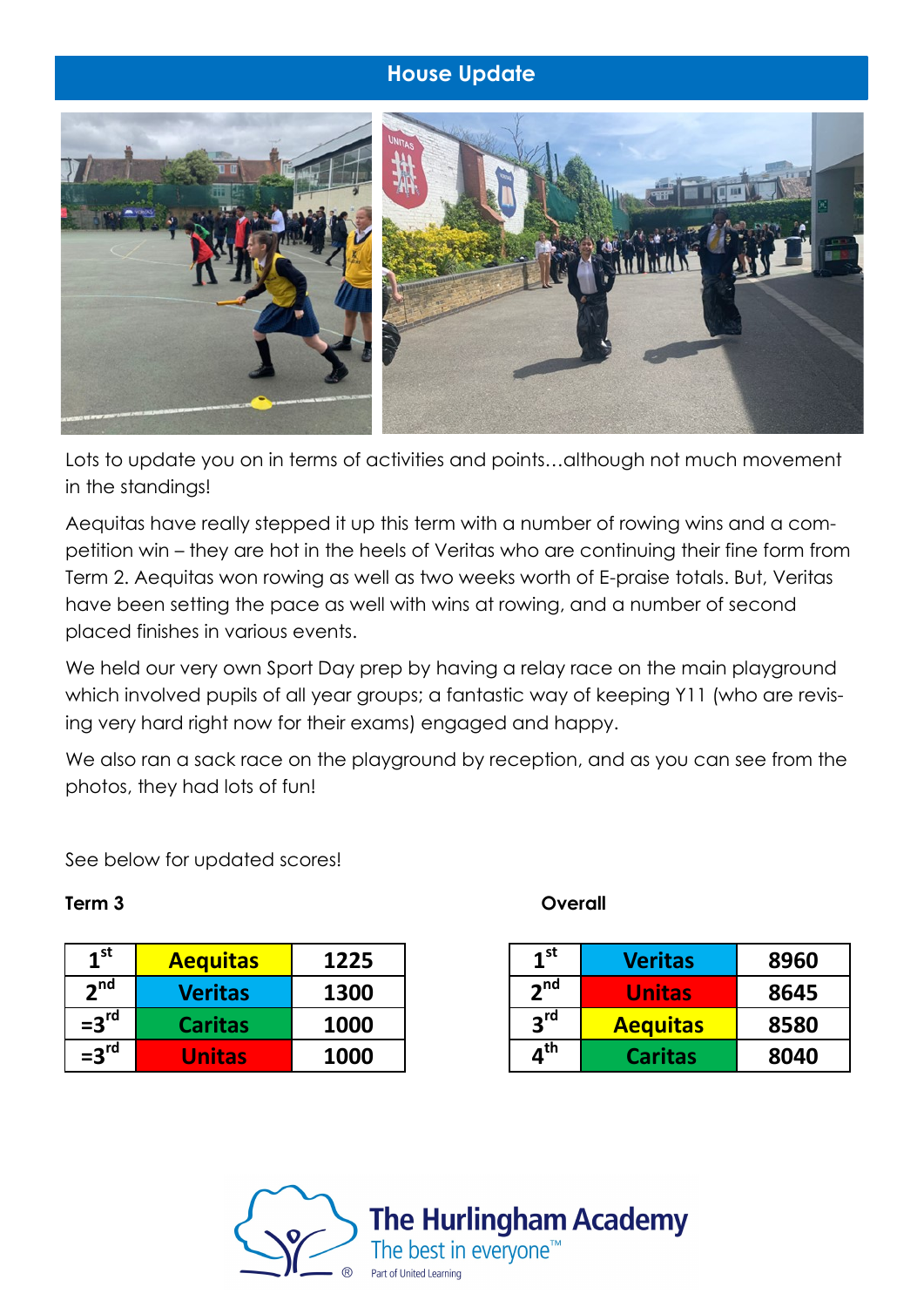## House Update

Lots to update you on in terms of activities and points…although not much movement in the standings!

Aequitas have really stepped it up this term with a number of rowing wins and a competition win – they are hot in the heels of Veritas who are continuing their fine form from Term 2. Aequitas won rowing as well as two weeks worth of E-praise totals. But, Veritas have been setting the pace as well with wins at rowing, and a number of second placed finishes in various events.

We held our very own Sport Day prep by having a relay race on the main playground which involved pupils of all year groups; a fantastic way of keeping Y11 (who are revising very hard right now for their exams) engaged and happy.

We also ran a sack race on the playground by reception, and as you can see from the photos, they had lots of fun!

See below for updated scores!

**Term 3**

| | | |
|---|---|---|
| 1st | Aequitas | 1225 |
| 2nd | Veritas | 1300 |
| =3rd | Caritas | 1000 |
| =3rd | Unitas | 1000 |

**Overall**

| | | |
|---|---|---|
| 1st | Veritas | 8960 |
| 2nd | Unitas | 8645 |
| 3rd | Aequitas | 8580 |
| 4th | Caritas | 8040 |

The Hurlingham Academy
The best in everyone™
Part of United Learning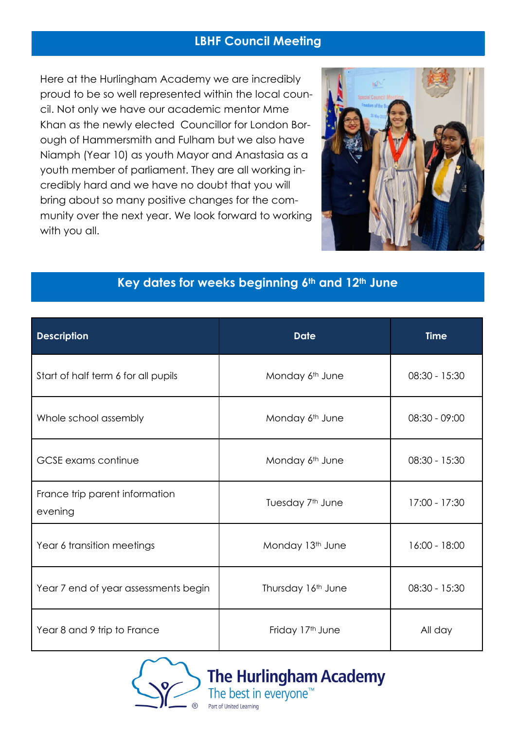## LBHF Council Meeting

Here at the Hurlingham Academy we are incredibly proud to be so well represented within the local council. Not only we have our academic mentor Mme Khan as the newly elected Councillor for London Borough of Hammersmith and Fulham but we also have Niamph (Year 10) as youth Mayor and Anastasia as a youth member of parliament. They are all working incredibly hard and we have no doubt that you will bring about so many positive changes for the community over the next year. We look forward to working with you all.

## Key dates for weeks beginning 6th and 12th June

| Description | Date | Time |
|---|---|---|
| Start of half term 6 for all pupils | Monday 6th June | 08:30 - 15:30 |
| Whole school assembly | Monday 6th June | 08:30 - 09:00 |
| GCSE exams continue | Monday 6th June | 08:30 - 15:30 |
| France trip parent information evening | Tuesday 7th June | 17:00 - 17:30 |
| Year 6 transition meetings | Monday 13th June | 16:00 - 18:00 |
| Year 7 end of year assessments begin | Thursday 16th June | 08:30 - 15:30 |
| Year 8 and 9 trip to France | Friday 17th June | All day |

The Hurlingham Academy
The best in everyone™
Part of United Learning